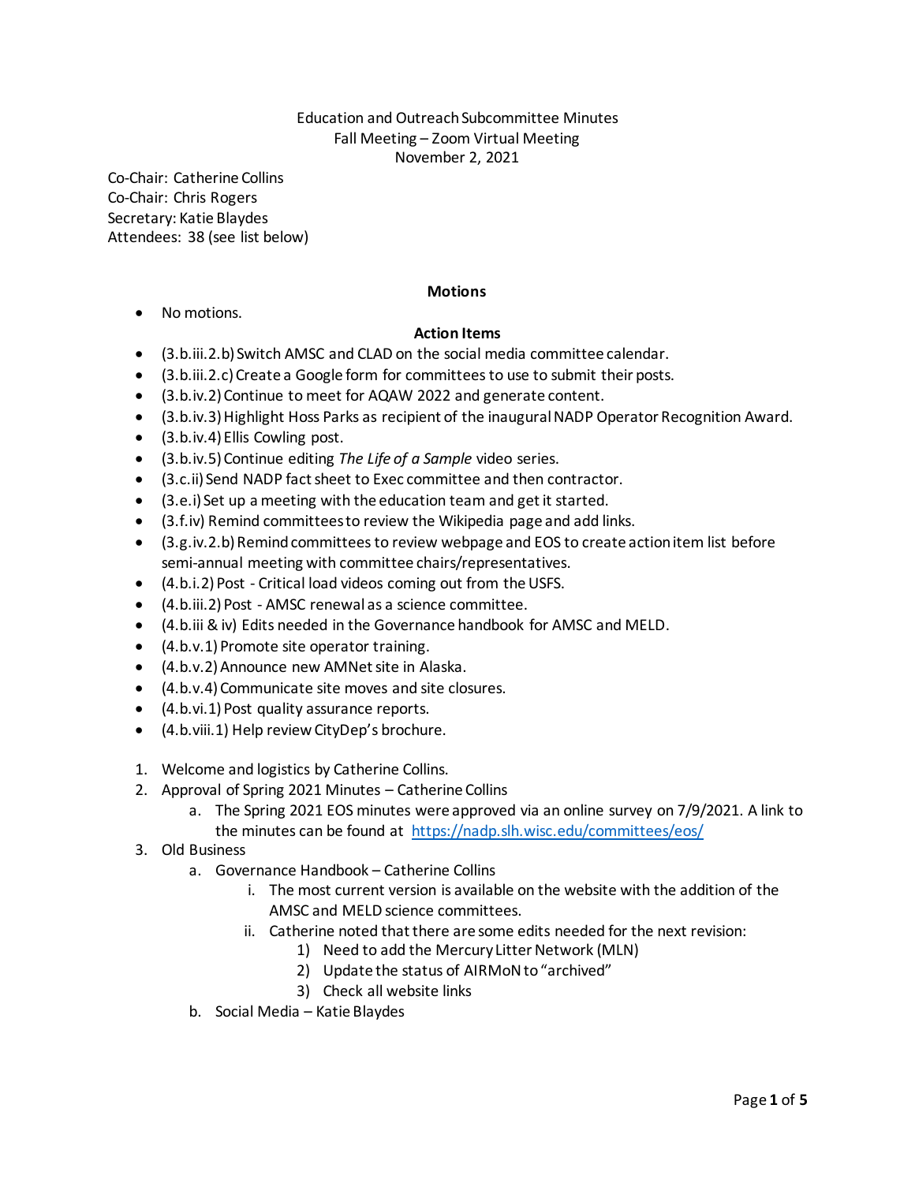Education and Outreach Subcommittee Minutes
Fall Meeting – Zoom Virtual Meeting
November 2, 2021

Co-Chair: Catherine Collins
Co-Chair: Chris Rogers
Secretary: Katie Blaydes
Attendees: 38 (see list below)

**Motions**

- No motions.

**Action Items**

- (3.b.iii.2.b) Switch AMSC and CLAD on the social media committee calendar.
- (3.b.iii.2.c) Create a Google form for committees to use to submit their posts.
- (3.b.iv.2) Continue to meet for AQAW 2022 and generate content.
- (3.b.iv.3) Highlight Hoss Parks as recipient of the inaugural NADP Operator Recognition Award.
- (3.b.iv.4) Ellis Cowling post.
- (3.b.iv.5) Continue editing *The Life of a Sample* video series.
- (3.c.ii) Send NADP fact sheet to Exec committee and then contractor.
- (3.e.i) Set up a meeting with the education team and get it started.
- (3.f.iv) Remind committees to review the Wikipedia page and add links.
- (3.g.iv.2.b) Remind committees to review webpage and EOS to create action item list before semi-annual meeting with committee chairs/representatives.
- (4.b.i.2) Post - Critical load videos coming out from the USFS.
- (4.b.iii.2) Post - AMSC renewal as a science committee.
- (4.b.iii & iv) Edits needed in the Governance handbook for AMSC and MELD.
- (4.b.v.1) Promote site operator training.
- (4.b.v.2) Announce new AMNet site in Alaska.
- (4.b.v.4) Communicate site moves and site closures.
- (4.b.vi.1) Post quality assurance reports.
- (4.b.viii.1) Help review CityDep's brochure.

1. Welcome and logistics by Catherine Collins.
2. Approval of Spring 2021 Minutes – Catherine Collins
    a. The Spring 2021 EOS minutes were approved via an online survey on 7/9/2021. A link to the minutes can be found at https://nadp.slh.wisc.edu/committees/eos/
3. Old Business
    a. Governance Handbook – Catherine Collins
        i. The most current version is available on the website with the addition of the AMSC and MELD science committees.
        ii. Catherine noted that there are some edits needed for the next revision:
            1) Need to add the Mercury Litter Network (MLN)
            2) Update the status of AIRMoN to "archived"
            3) Check all website links
    b. Social Media – Katie Blaydes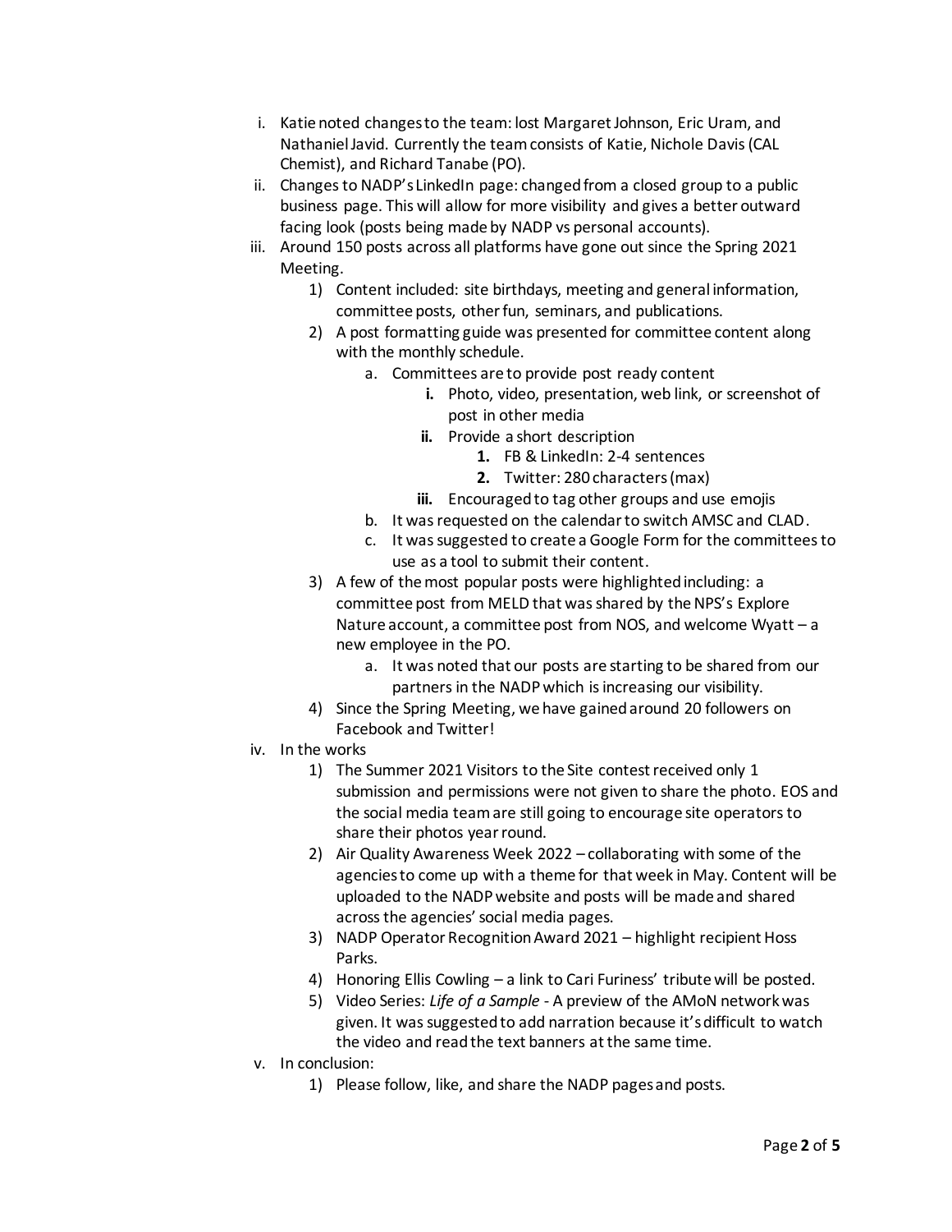i. Katie noted changes to the team: lost Margaret Johnson, Eric Uram, and Nathaniel Javid. Currently the team consists of Katie, Nichole Davis (CAL Chemist), and Richard Tanabe (PO).

ii. Changes to NADP's LinkedIn page: changed from a closed group to a public business page. This will allow for more visibility and gives a better outward facing look (posts being made by NADP vs personal accounts).

iii. Around 150 posts across all platforms have gone out since the Spring 2021 Meeting.

   1) Content included: site birthdays, meeting and general information, committee posts, other fun, seminars, and publications.
   2) A post formatting guide was presented for committee content along with the monthly schedule.
      a. Committees are to provide post ready content
         **i.** Photo, video, presentation, web link, or screenshot of post in other media
         **ii.** Provide a short description
            **1.** FB & LinkedIn: 2-4 sentences
            **2.** Twitter: 280 characters (max)
         **iii.** Encouraged to tag other groups and use emojis
      b. It was requested on the calendar to switch AMSC and CLAD.
      c. It was suggested to create a Google Form for the committees to use as a tool to submit their content.
   3) A few of the most popular posts were highlighted including: a committee post from MELD that was shared by the NPS's Explore Nature account, a committee post from NOS, and welcome Wyatt – a new employee in the PO.
      a. It was noted that our posts are starting to be shared from our partners in the NADP which is increasing our visibility.
   4) Since the Spring Meeting, we have gained around 20 followers on Facebook and Twitter!

iv. In the works

   1) The Summer 2021 Visitors to the Site contest received only 1 submission and permissions were not given to share the photo. EOS and the social media team are still going to encourage site operators to share their photos year round.
   2) Air Quality Awareness Week 2022 – collaborating with some of the agencies to come up with a theme for that week in May. Content will be uploaded to the NADP website and posts will be made and shared across the agencies' social media pages.
   3) NADP Operator Recognition Award 2021 – highlight recipient Hoss Parks.
   4) Honoring Ellis Cowling – a link to Cari Furiness' tribute will be posted.
   5) Video Series: *Life of a Sample* - A preview of the AMoN network was given. It was suggested to add narration because it's difficult to watch the video and read the text banners at the same time.

v. In conclusion:

   1) Please follow, like, and share the NADP pages and posts.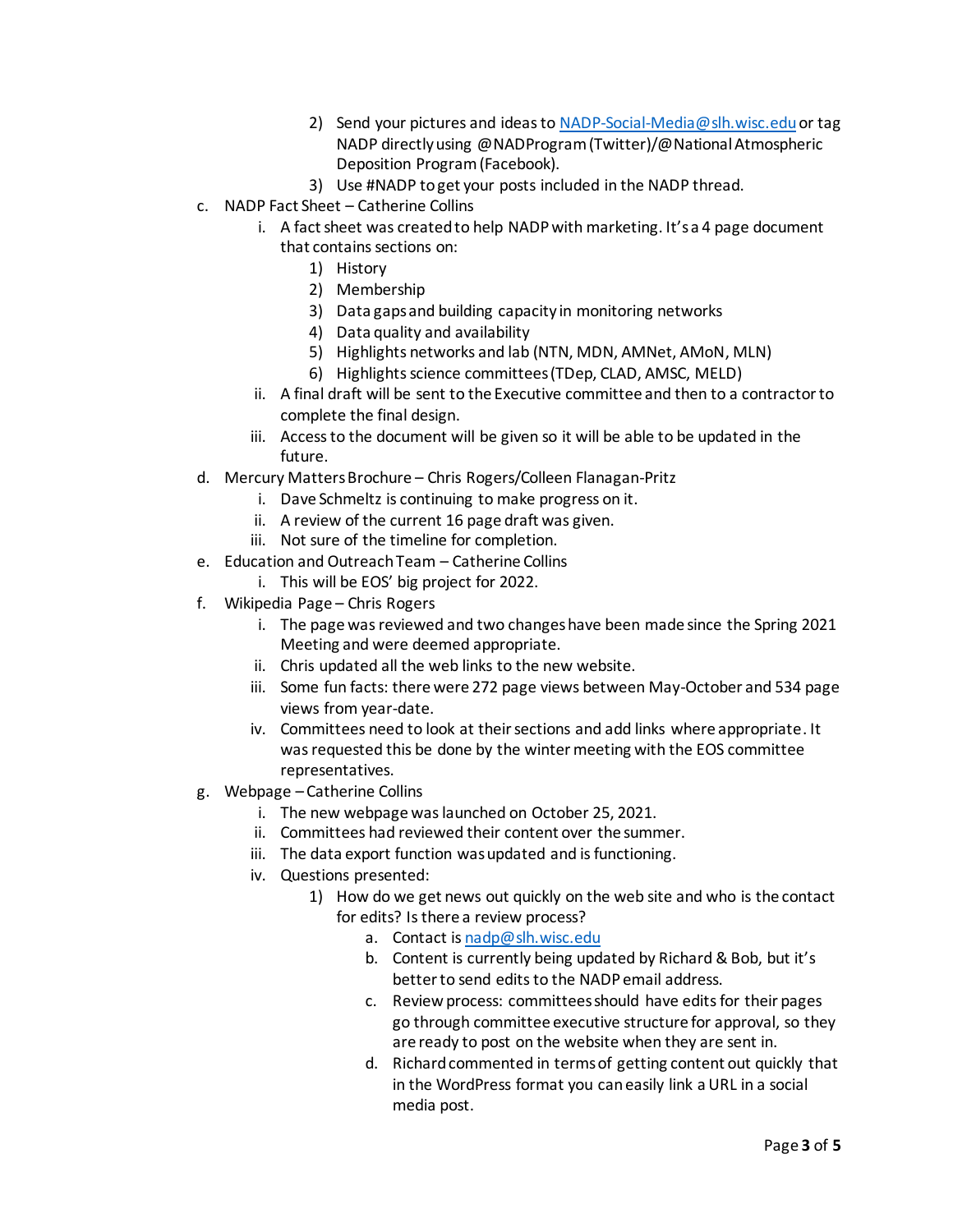2) Send your pictures and ideas to NADP-Social-Media@slh.wisc.edu or tag NADP directly using @NADProgram (Twitter)/@National Atmospheric Deposition Program (Facebook).
   3) Use #NADP to get your posts included in the NADP thread.

c. NADP Fact Sheet – Catherine Collins
   i. A fact sheet was created to help NADP with marketing. It's a 4 page document that contains sections on:
      1) History
      2) Membership
      3) Data gaps and building capacity in monitoring networks
      4) Data quality and availability
      5) Highlights networks and lab (NTN, MDN, AMNet, AMoN, MLN)
      6) Highlights science committees (TDep, CLAD, AMSC, MELD)
   ii. A final draft will be sent to the Executive committee and then to a contractor to complete the final design.
   iii. Access to the document will be given so it will be able to be updated in the future.

d. Mercury Matters Brochure – Chris Rogers/Colleen Flanagan-Pritz
   i. Dave Schmeltz is continuing to make progress on it.
   ii. A review of the current 16 page draft was given.
   iii. Not sure of the timeline for completion.

e. Education and Outreach Team – Catherine Collins
   i. This will be EOS' big project for 2022.

f. Wikipedia Page – Chris Rogers
   i. The page was reviewed and two changes have been made since the Spring 2021 Meeting and were deemed appropriate.
   ii. Chris updated all the web links to the new website.
   iii. Some fun facts: there were 272 page views between May-October and 534 page views from year-date.
   iv. Committees need to look at their sections and add links where appropriate. It was requested this be done by the winter meeting with the EOS committee representatives.

g. Webpage – Catherine Collins
   i. The new webpage was launched on October 25, 2021.
   ii. Committees had reviewed their content over the summer.
   iii. The data export function was updated and is functioning.
   iv. Questions presented:
      1) How do we get news out quickly on the web site and who is the contact for edits? Is there a review process?
         a. Contact is nadp@slh.wisc.edu
         b. Content is currently being updated by Richard & Bob, but it's better to send edits to the NADP email address.
         c. Review process: committees should have edits for their pages go through committee executive structure for approval, so they are ready to post on the website when they are sent in.
         d. Richard commented in terms of getting content out quickly that in the WordPress format you can easily link a URL in a social media post.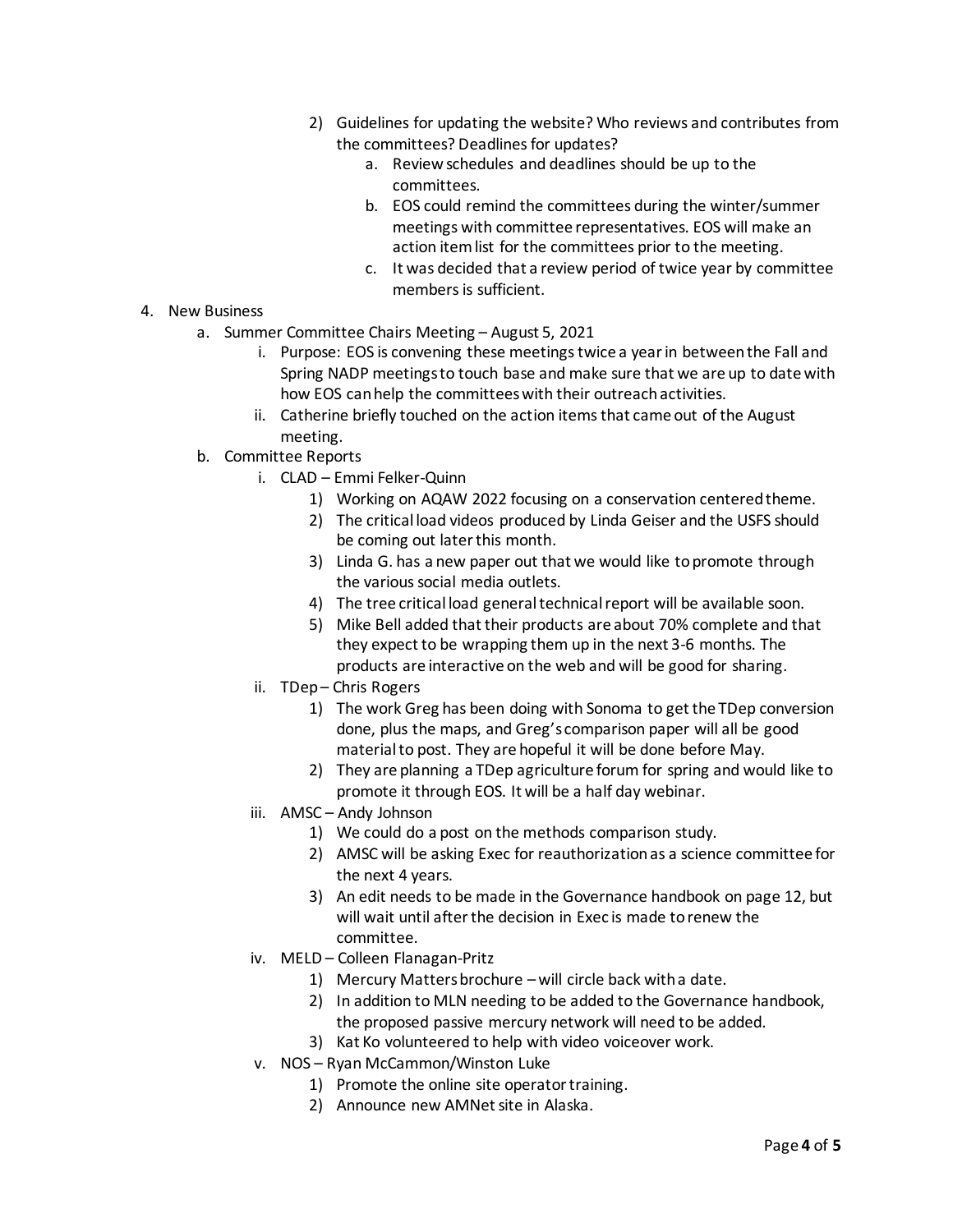2) Guidelines for updating the website? Who reviews and contributes from the committees? Deadlines for updates?
    a. Review schedules and deadlines should be up to the committees.
    b. EOS could remind the committees during the winter/summer meetings with committee representatives. EOS will make an action item list for the committees prior to the meeting.
    c. It was decided that a review period of twice year by committee members is sufficient.

4. New Business
    a. Summer Committee Chairs Meeting – August 5, 2021
        i. Purpose: EOS is convening these meetings twice a year in between the Fall and Spring NADP meetings to touch base and make sure that we are up to date with how EOS can help the committees with their outreach activities.
        ii. Catherine briefly touched on the action items that came out of the August meeting.
    b. Committee Reports
        i. CLAD – Emmi Felker-Quinn
            1) Working on AQAW 2022 focusing on a conservation centered theme.
            2) The critical load videos produced by Linda Geiser and the USFS should be coming out later this month.
            3) Linda G. has a new paper out that we would like to promote through the various social media outlets.
            4) The tree critical load general technical report will be available soon.
            5) Mike Bell added that their products are about 70% complete and that they expect to be wrapping them up in the next 3-6 months. The products are interactive on the web and will be good for sharing.
        ii. TDep – Chris Rogers
            1) The work Greg has been doing with Sonoma to get the TDep conversion done, plus the maps, and Greg's comparison paper will all be good material to post. They are hopeful it will be done before May.
            2) They are planning a TDep agriculture forum for spring and would like to promote it through EOS. It will be a half day webinar.
        iii. AMSC – Andy Johnson
            1) We could do a post on the methods comparison study.
            2) AMSC will be asking Exec for reauthorization as a science committee for the next 4 years.
            3) An edit needs to be made in the Governance handbook on page 12, but will wait until after the decision in Exec is made to renew the committee.
        iv. MELD – Colleen Flanagan-Pritz
            1) Mercury Matters brochure – will circle back with a date.
            2) In addition to MLN needing to be added to the Governance handbook, the proposed passive mercury network will need to be added.
            3) Kat Ko volunteered to help with video voiceover work.
        v. NOS – Ryan McCammon/Winston Luke
            1) Promote the online site operator training.
            2) Announce new AMNet site in Alaska.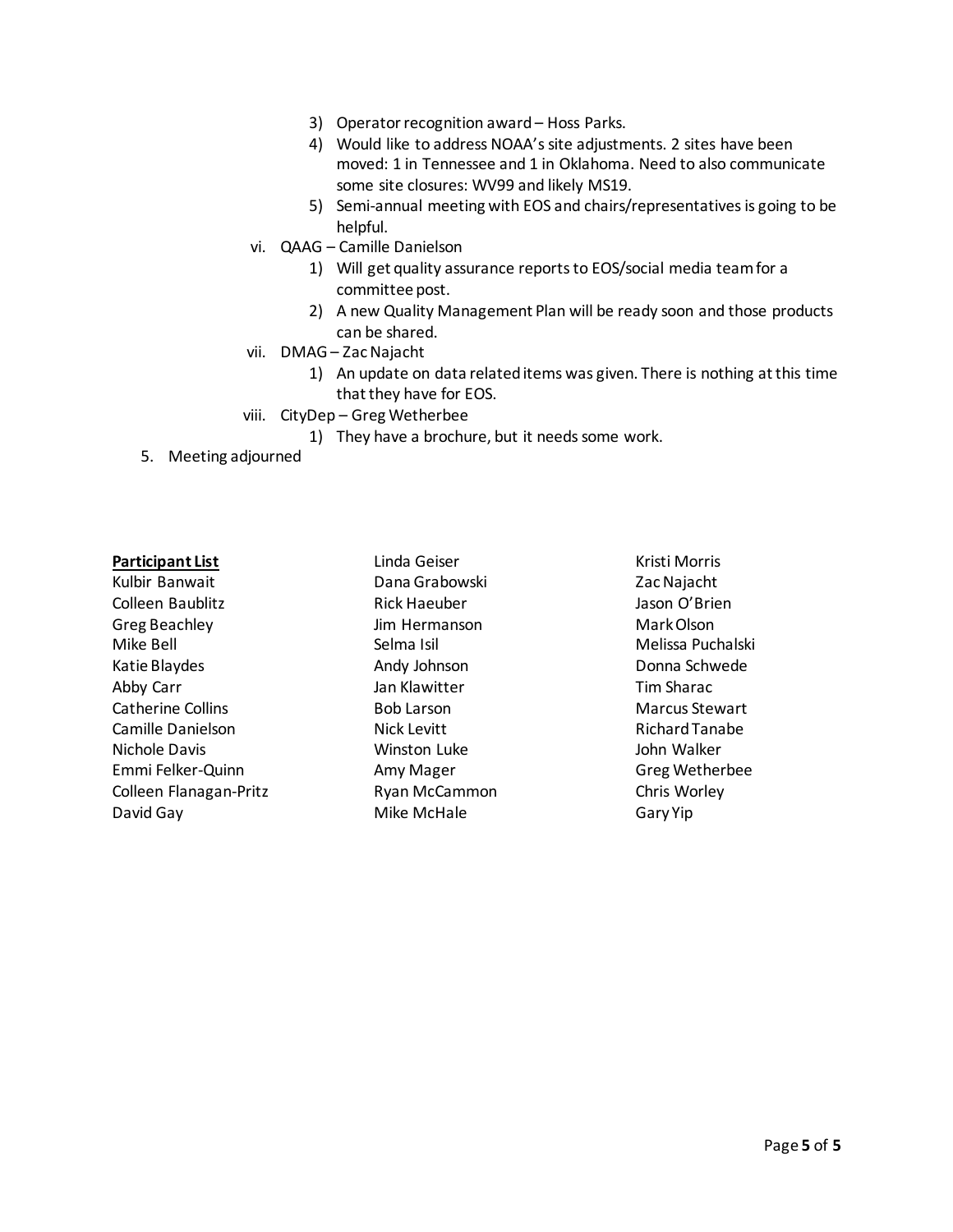3) Operator recognition award – Hoss Parks.
4) Would like to address NOAA's site adjustments. 2 sites have been moved: 1 in Tennessee and 1 in Oklahoma. Need to also communicate some site closures: WV99 and likely MS19.
5) Semi-annual meeting with EOS and chairs/representatives is going to be helpful.

vi. QAAG – Camille Danielson
   1) Will get quality assurance reports to EOS/social media team for a committee post.
   2) A new Quality Management Plan will be ready soon and those products can be shared.

vii. DMAG – Zac Najacht
   1) An update on data related items was given. There is nothing at this time that they have for EOS.

viii. CityDep – Greg Wetherbee
   1) They have a brochure, but it needs some work.

5. Meeting adjourned

**Participant List**

Kulbir Banwait
Colleen Baublitz
Greg Beachley
Mike Bell
Katie Blaydes
Abby Carr
Catherine Collins
Camille Danielson
Nichole Davis
Emmi Felker-Quinn
Colleen Flanagan-Pritz
David Gay
Linda Geiser
Dana Grabowski
Rick Haeuber
Jim Hermanson
Selma Isil
Andy Johnson
Jan Klawitter
Bob Larson
Nick Levitt
Winston Luke
Amy Mager
Ryan McCammon
Mike McHale
Kristi Morris
Zac Najacht
Jason O'Brien
Mark Olson
Melissa Puchalski
Donna Schwede
Tim Sharac
Marcus Stewart
Richard Tanabe
John Walker
Greg Wetherbee
Chris Worley
Gary Yip